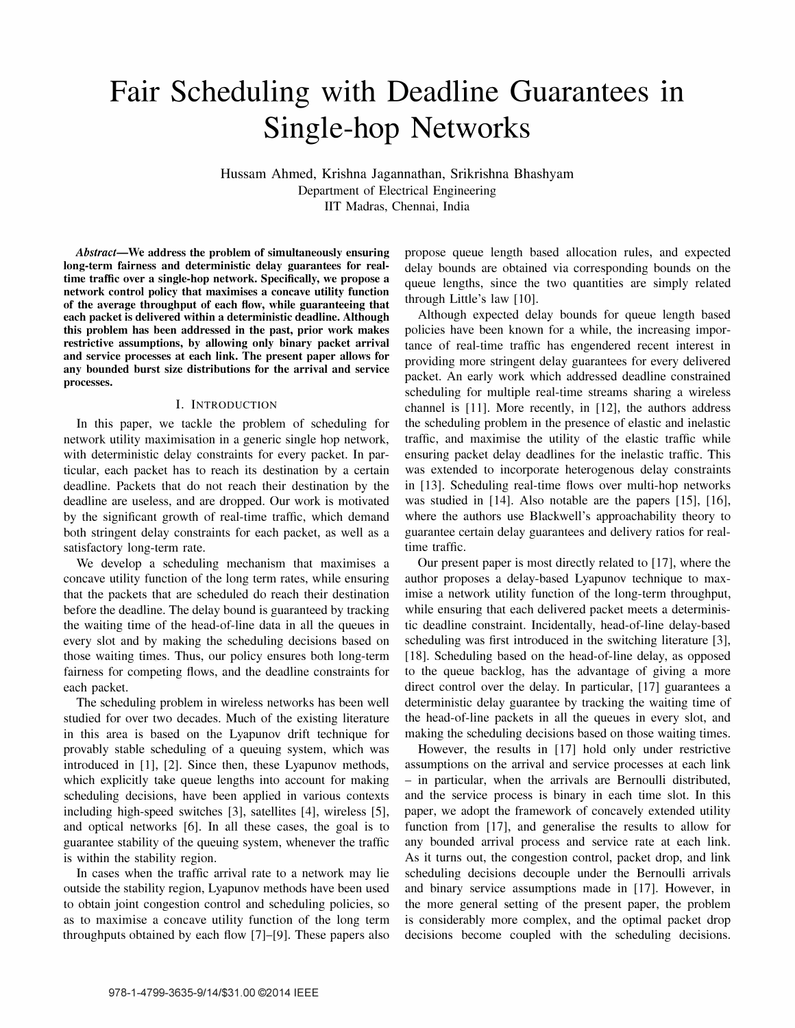# Fair Scheduling with Deadline Guarantees in Single-hop Networks

Hussam Ahmed, Krishna Jagannathan, Srikrishna Bhashyam
Department of Electrical Engineering
IIT Madras, Chennai, India

***Abstract*—We address the problem of simultaneously ensuring long-term fairness and deterministic delay guarantees for real-time traffic over a single-hop network. Specifically, we propose a network control policy that maximises a concave utility function of the average throughput of each flow, while guaranteeing that each packet is delivered within a deterministic deadline. Although this problem has been addressed in the past, prior work makes restrictive assumptions, by allowing only binary packet arrival and service processes at each link. The present paper allows for any bounded burst size distributions for the arrival and service processes.**

## I. Introduction

In this paper, we tackle the problem of scheduling for network utility maximisation in a generic single hop network, with deterministic delay constraints for every packet. In particular, each packet has to reach its destination by a certain deadline. Packets that do not reach their destination by the deadline are useless, and are dropped. Our work is motivated by the significant growth of real-time traffic, which demand both stringent delay constraints for each packet, as well as a satisfactory long-term rate.

We develop a scheduling mechanism that maximises a concave utility function of the long term rates, while ensuring that the packets that are scheduled do reach their destination before the deadline. The delay bound is guaranteed by tracking the waiting time of the head-of-line data in all the queues in every slot and by making the scheduling decisions based on those waiting times. Thus, our policy ensures both long-term fairness for competing flows, and the deadline constraints for each packet.

The scheduling problem in wireless networks has been well studied for over two decades. Much of the existing literature in this area is based on the Lyapunov drift technique for provably stable scheduling of a queuing system, which was introduced in [1], [2]. Since then, these Lyapunov methods, which explicitly take queue lengths into account for making scheduling decisions, have been applied in various contexts including high-speed switches [3], satellites [4], wireless [5], and optical networks [6]. In all these cases, the goal is to guarantee stability of the queuing system, whenever the traffic is within the stability region.

In cases when the traffic arrival rate to a network may lie outside the stability region, Lyapunov methods have been used to obtain joint congestion control and scheduling policies, so as to maximise a concave utility function of the long term throughputs obtained by each flow [7]–[9]. These papers also propose queue length based allocation rules, and expected delay bounds are obtained via corresponding bounds on the queue lengths, since the two quantities are simply related through Little's law [10].

Although expected delay bounds for queue length based policies have been known for a while, the increasing importance of real-time traffic has engendered recent interest in providing more stringent delay guarantees for every delivered packet. An early work which addressed deadline constrained scheduling for multiple real-time streams sharing a wireless channel is [11]. More recently, in [12], the authors address the scheduling problem in the presence of elastic and inelastic traffic, and maximise the utility of the elastic traffic while ensuring packet delay deadlines for the inelastic traffic. This was extended to incorporate heterogenous delay constraints in [13]. Scheduling real-time flows over multi-hop networks was studied in [14]. Also notable are the papers [15], [16], where the authors use Blackwell's approachability theory to guarantee certain delay guarantees and delivery ratios for real-time traffic.

Our present paper is most directly related to [17], where the author proposes a delay-based Lyapunov technique to maximise a network utility function of the long-term throughput, while ensuring that each delivered packet meets a deterministic deadline constraint. Incidentally, head-of-line delay-based scheduling was first introduced in the switching literature [3], [18]. Scheduling based on the head-of-line delay, as opposed to the queue backlog, has the advantage of giving a more direct control over the delay. In particular, [17] guarantees a deterministic delay guarantee by tracking the waiting time of the head-of-line packets in all the queues in every slot, and making the scheduling decisions based on those waiting times.

However, the results in [17] hold only under restrictive assumptions on the arrival and service processes at each link – in particular, when the arrivals are Bernoulli distributed, and the service process is binary in each time slot. In this paper, we adopt the framework of concavely extended utility function from [17], and generalise the results to allow for any bounded arrival process and service rate at each link. As it turns out, the congestion control, packet drop, and link scheduling decisions decouple under the Bernoulli arrivals and binary service assumptions made in [17]. However, in the more general setting of the present paper, the problem is considerably more complex, and the optimal packet drop decisions become coupled with the scheduling decisions.

978-1-4799-3635-9/14/$31.00 ©2014 IEEE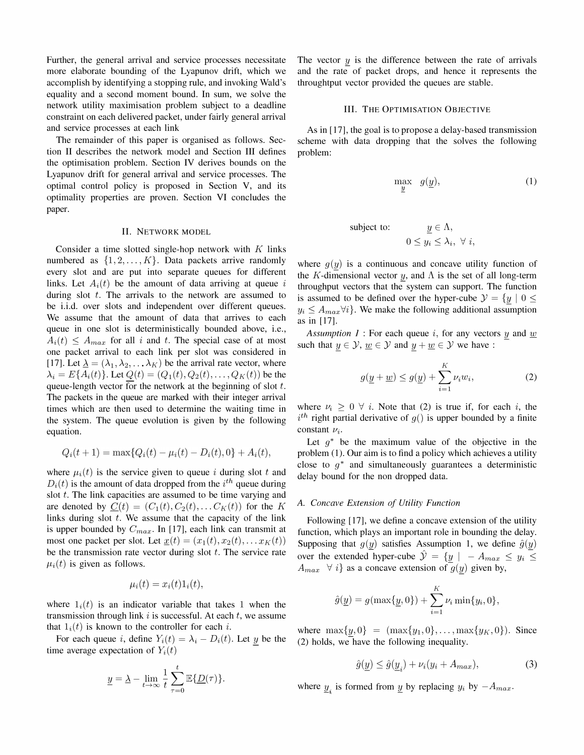Further, the general arrival and service processes necessitate more elaborate bounding of the Lyapunov drift, which we accomplish by identifying a stopping rule, and invoking Wald's equality and a second moment bound. In sum, we solve the network utility maximisation problem subject to a deadline constraint on each delivered packet, under fairly general arrival and service processes at each link

The remainder of this paper is organised as follows. Section II describes the network model and Section III defines the optimisation problem. Section IV derives bounds on the Lyapunov drift for general arrival and service processes. The optimal control policy is proposed in Section V, and its optimality properties are proven. Section VI concludes the paper.

## II. Network model

Consider a time slotted single-hop network with $K$ links numbered as $\{1, 2, \ldots, K\}$. Data packets arrive randomly every slot and are put into separate queues for different links. Let $A_i(t)$ be the amount of data arriving at queue $i$ during slot $t$. The arrivals to the network are assumed to be i.i.d. over slots and independent over different queues. We assume that the amount of data that arrives to each queue in one slot is deterministically bounded above, i.e., $A_i(t) \leq A_{max}$ for all $i$ and $t$. The special case of at most one packet arrival to each link per slot was considered in [17]. Let $\underline{\lambda} = (\lambda_1, \lambda_2, \ldots \lambda_K)$ be the arrival rate vector, where $\lambda_i = E\{A_i(t)\}$. Let $\underline{Q}(t) = (Q_1(t), Q_2(t), \ldots, Q_K(t))$ be the queue-length vector for the network at the beginning of slot $t$. The packets in the queue are marked with their integer arrival times which are then used to determine the waiting time in the system. The queue evolution is given by the following equation.

$$Q_i(t+1) = \max\{Q_i(t) - \mu_i(t) - D_i(t), 0\} + A_i(t),$$

where $\mu_i(t)$ is the service given to queue $i$ during slot $t$ and $D_i(t)$ is the amount of data dropped from the $i^{th}$ queue during slot $t$. The link capacities are assumed to be time varying and are denoted by $\underline{C}(t) = (C_1(t), C_2(t), \ldots C_K(t))$ for the $K$ links during slot $t$. We assume that the capacity of the link is upper bounded by $C_{max}$. In [17], each link can transmit at most one packet per slot. Let $\underline{x}(t) = (x_1(t), x_2(t), \ldots x_K(t))$ be the transmission rate vector during slot $t$. The service rate $\mu_i(t)$ is given as follows.

$$\mu_i(t) = x_i(t) 1_i(t),$$

where $1_i(t)$ is an indicator variable that takes 1 when the transmission through link $i$ is successful. At each $t$, we assume that $1_i(t)$ is known to the controller for each $i$.

For each queue $i$, define $Y_i(t) = \lambda_i - D_i(t)$. Let $\underline{y}$ be the time average expectation of $Y_i(t)$

$$\underline{y} = \underline{\lambda} - \lim_{t \to \infty} \frac{1}{t} \sum_{\tau=0}^{t} \mathbb{E}\{\underline{D}(\tau)\}.$$

The vector $\underline{y}$ is the difference between the rate of arrivals and the rate of packet drops, and hence it represents the throughtput vector provided the queues are stable.

## III. The Optimisation Objective

As in [17], the goal is to propose a delay-based transmission scheme with data dropping that the solves the following problem:

$$\max_{\underline{y}} \quad g(\underline{y}), \tag{1}$$

$$\text{subject to:} \qquad \underline{y} \in \Lambda,$$
$$0 \leq y_i \leq \lambda_i, \ \forall \ i,$$

where $g(\underline{y})$ is a continuous and concave utility function of the $K$-dimensional vector $\underline{y}$, and $\Lambda$ is the set of all long-term throughput vectors that the system can support. The function is assumed to be defined over the hyper-cube $\mathcal{Y} = \{\underline{y} \mid 0 \leq y_i \leq A_{max} \forall i\}$. We make the following additional assumption as in [17].

*Assumption 1* : For each queue $i$, for any vectors $\underline{y}$ and $\underline{w}$ such that $\underline{y} \in \mathcal{Y}$, $\underline{w} \in \mathcal{Y}$ and $\underline{y} + \underline{w} \in \mathcal{Y}$ we have :

$$g(\underline{y} + \underline{w}) \leq g(\underline{y}) + \sum_{i=1}^{K} \nu_i w_i, \tag{2}$$

where $\nu_i \geq 0 \ \forall \ i$. Note that (2) is true if, for each $i$, the $i^{th}$ right partial derivative of $g()$ is upper bounded by a finite constant $\nu_i$.

Let $g^*$ be the maximum value of the objective in the problem (1). Our aim is to find a policy which achieves a utility close to $g^*$ and simultaneously guarantees a deterministic delay bound for the non dropped data.

### A. Concave Extension of Utility Function

Following [17], we define a concave extension of the utility function, which plays an important role in bounding the delay. Supposing that $g(\underline{y})$ satisfies Assumption 1, we define $\hat{g}(\underline{y})$ over the extended hyper-cube $\hat{\mathcal{Y}} = \{\underline{y} \mid -A_{max} \leq y_i \leq A_{max} \ \ \forall \ i\}$ as a concave extension of $g(\underline{y})$ given by,

$$\hat{g}(\underline{y}) = g(\max\{\underline{y}, 0\}) + \sum_{i=1}^{K} \nu_i \min\{y_i, 0\},$$

where $\max\{\underline{y}, 0\} = (\max\{y_1, 0\}, \ldots, \max\{y_K, 0\})$. Since (2) holds, we have the following inequality.

$$\hat{g}(\underline{y}) \leq \hat{g}(\underline{y}_i) + \nu_i(y_i + A_{max}), \tag{3}$$

where $\underline{y}_i$ is formed from $\underline{y}$ by replacing $y_i$ by $-A_{max}$.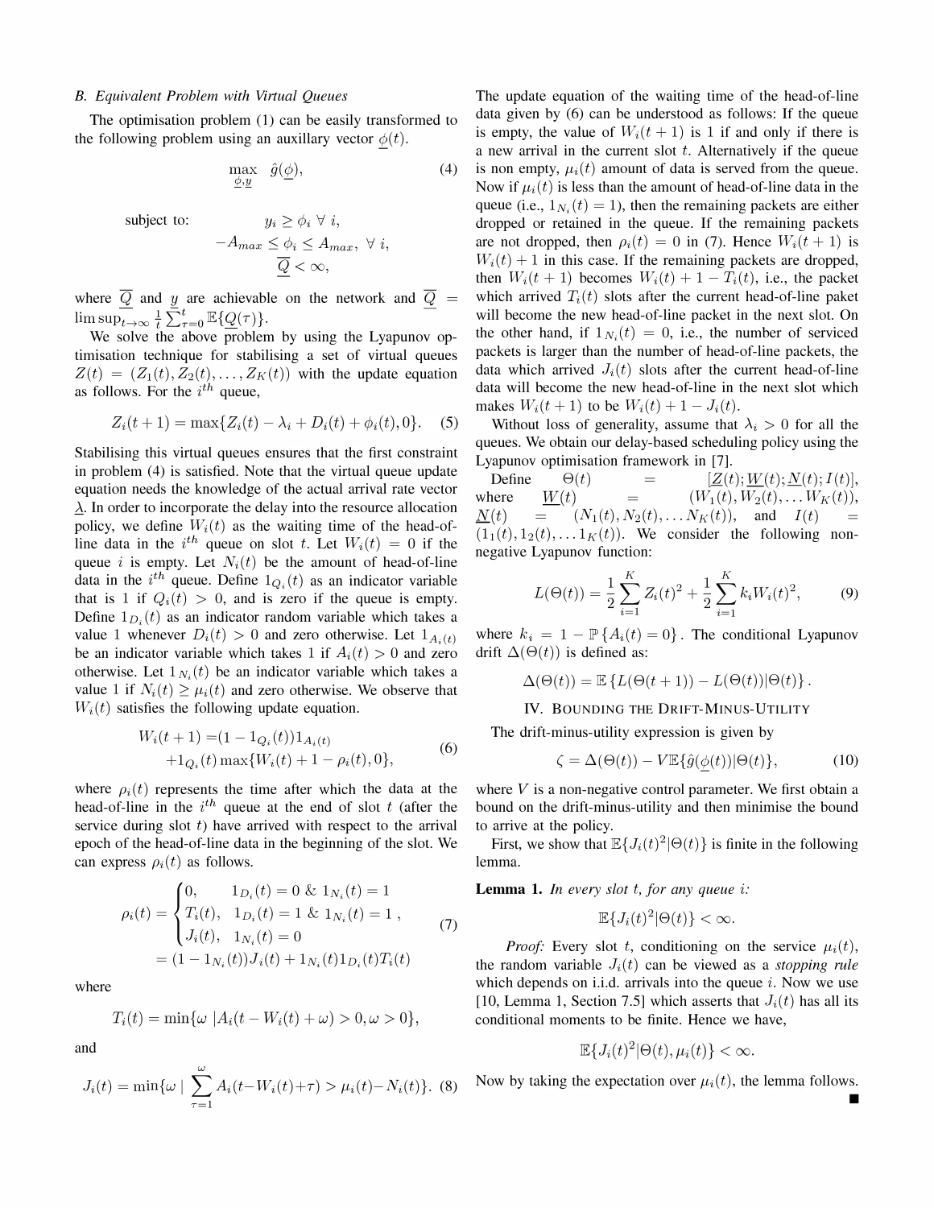### B. Equivalent Problem with Virtual Queues

The optimisation problem (1) can be easily transformed to the following problem using an auxillary vector $\underline{\phi}(t)$.

$$\max_{\underline{\phi}, \underline{y}} \quad \hat{g}(\underline{\phi}), \tag{4}$$

$$\text{subject to:} \qquad y_i \geq \phi_i \;\forall\, i,$$
$$-A_{max} \leq \phi_i \leq A_{max},\;\forall\, i,$$
$$\overline{Q} < \infty,$$

where $\overline{Q}$ and $\underline{y}$ are achievable on the network and $\overline{Q} = \limsup_{t\to\infty} \frac{1}{t}\sum_{\tau=0}^{t} \mathbb{E}\{\underline{Q}(\tau)\}$.

We solve the above problem by using the Lyapunov optimisation technique for stabilising a set of virtual queues $Z(t) = (Z_1(t), Z_2(t), \ldots, Z_K(t))$ with the update equation as follows. For the $i^{th}$ queue,

$$Z_i(t+1) = \max\{Z_i(t) - \lambda_i + D_i(t) + \phi_i(t), 0\}. \tag{5}$$

Stabilising this virtual queues ensures that the first constraint in problem (4) is satisfied. Note that the virtual queue update equation needs the knowledge of the actual arrival rate vector $\underline{\lambda}$. In order to incorporate the delay into the resource allocation policy, we define $W_i(t)$ as the waiting time of the head-of-line data in the $i^{th}$ queue on slot $t$. Let $W_i(t) = 0$ if the queue $i$ is empty. Let $N_i(t)$ be the amount of head-of-line data in the $i^{th}$ queue. Define $1_{Q_i}(t)$ as an indicator variable that is 1 if $Q_i(t) > 0$, and is zero if the queue is empty. Define $1_{D_i}(t)$ as an indicator random variable which takes a value 1 whenever $D_i(t) > 0$ and zero otherwise. Let $1_{A_i(t)}$ be an indicator variable which takes 1 if $A_i(t) > 0$ and zero otherwise. Let $1_{N_i}(t)$ be an indicator variable which takes a value 1 if $N_i(t) \geq \mu_i(t)$ and zero otherwise. We observe that $W_i(t)$ satisfies the following update equation.

$$\begin{aligned} W_i(t+1) =& (1 - 1_{Q_i}(t))1_{A_i(t)} \\ &+ 1_{Q_i}(t)\max\{W_i(t) + 1 - \rho_i(t), 0\}, \end{aligned} \tag{6}$$

where $\rho_i(t)$ represents the time after which the data at the head-of-line in the $i^{th}$ queue at the end of slot $t$ (after the service during slot $t$) have arrived with respect to the arrival epoch of the head-of-line data in the beginning of the slot. We can express $\rho_i(t)$ as follows.

$$\begin{aligned} \rho_i(t) &= \begin{cases} 0, & 1_{D_i}(t) = 0 \;\&\; 1_{N_i}(t) = 1 \\ T_i(t), & 1_{D_i}(t) = 1 \;\&\; 1_{N_i}(t) = 1 \\ J_i(t), & 1_{N_i}(t) = 0 \end{cases}, \\ &= (1 - 1_{N_i}(t))J_i(t) + 1_{N_i}(t)1_{D_i}(t)T_i(t) \end{aligned} \tag{7}$$

where

$$T_i(t) = \min\{\omega \;|A_i(t - W_i(t) + \omega) > 0, \omega > 0\},$$

and

$$J_i(t) = \min\{\omega \mid \sum_{\tau=1}^{\omega} A_i(t - W_i(t) + \tau) > \mu_i(t) - N_i(t)\}. \tag{8}$$

The update equation of the waiting time of the head-of-line data given by (6) can be understood as follows: If the queue is empty, the value of $W_i(t+1)$ is 1 if and only if there is a new arrival in the current slot $t$. Alternatively if the queue is non empty, $\mu_i(t)$ amount of data is served from the queue. Now if $\mu_i(t)$ is less than the amount of head-of-line data in the queue (i.e., $1_{N_i}(t) = 1$), then the remaining packets are either dropped or retained in the queue. If the remaining packets are not dropped, then $\rho_i(t) = 0$ in (7). Hence $W_i(t+1)$ is $W_i(t) + 1$ in this case. If the remaining packets are dropped, then $W_i(t+1)$ becomes $W_i(t) + 1 - T_i(t)$, i.e., the packet which arrived $T_i(t)$ slots after the current head-of-line paket will become the new head-of-line packet in the next slot. On the other hand, if $1_{N_i}(t) = 0$, i.e., the number of serviced packets is larger than the number of head-of-line packets, the data which arrived $J_i(t)$ slots after the current head-of-line data will become the new head-of-line in the next slot which makes $W_i(t+1)$ to be $W_i(t) + 1 - J_i(t)$.

Without loss of generality, assume that $\lambda_i > 0$ for all the queues. We obtain our delay-based scheduling policy using the Lyapunov optimisation framework in [7].

Define $\Theta(t) = [\underline{Z}(t); \underline{W}(t); \underline{N}(t); I(t)]$, where $\underline{W}(t) = (W_1(t), W_2(t), \ldots W_K(t))$, $\underline{N}(t) = (N_1(t), N_2(t), \ldots N_K(t))$, and $I(t) = (1_1(t), 1_2(t), \ldots 1_K(t))$. We consider the following non-negative Lyapunov function:

$$L(\Theta(t)) = \frac{1}{2}\sum_{i=1}^{K} Z_i(t)^2 + \frac{1}{2}\sum_{i=1}^{K} k_i W_i(t)^2, \tag{9}$$

where $k_i = 1 - \mathbb{P}\{A_i(t) = 0\}$. The conditional Lyapunov drift $\Delta(\Theta(t))$ is defined as:

$$\Delta(\Theta(t)) = \mathbb{E}\{L(\Theta(t+1)) - L(\Theta(t))|\Theta(t)\}.$$

## IV. Bounding the Drift-Minus-Utility

The drift-minus-utility expression is given by

$$\zeta = \Delta(\Theta(t)) - V\mathbb{E}\{\hat{g}(\underline{\phi}(t))|\Theta(t)\}, \tag{10}$$

where $V$ is a non-negative control parameter. We first obtain a bound on the drift-minus-utility and then minimise the bound to arrive at the policy.

First, we show that $\mathbb{E}\{J_i(t)^2|\Theta(t)\}$ is finite in the following lemma.

**Lemma 1.** *In every slot $t$, for any queue $i$:*

$$\mathbb{E}\{J_i(t)^2|\Theta(t)\} < \infty.$$

*Proof:* Every slot $t$, conditioning on the service $\mu_i(t)$, the random variable $J_i(t)$ can be viewed as a *stopping rule* which depends on i.i.d. arrivals into the queue $i$. Now we use [10, Lemma 1, Section 7.5] which asserts that $J_i(t)$ has all its conditional moments to be finite. Hence we have,

$$\mathbb{E}\{J_i(t)^2|\Theta(t), \mu_i(t)\} < \infty.$$

Now by taking the expectation over $\mu_i(t)$, the lemma follows. ■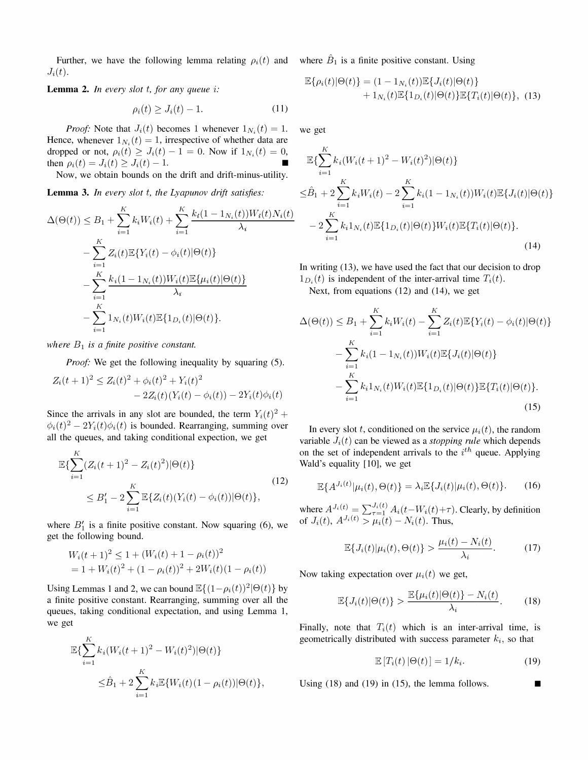Further, we have the following lemma relating $\rho_i(t)$ and $J_i(t)$.

**Lemma 2.** *In every slot $t$, for any queue $i$:*

$$\rho_i(t) \geq J_i(t) - 1. \tag{11}$$

*Proof:* Note that $J_i(t)$ becomes 1 whenever $1_{N_i}(t) = 1$. Hence, whenever $1_{N_i}(t) = 1$, irrespective of whether data are dropped or not, $\rho_i(t) \geq J_i(t) - 1 = 0$. Now if $1_{N_i}(t) = 0$, then $\rho_i(t) = J_i(t) \geq J_i(t) - 1$. ∎

Now, we obtain bounds on the drift and drift-minus-utility.

**Lemma 3.** *In every slot $t$, the Lyapunov drift satisfies:*

$$\begin{aligned}
\Delta(\Theta(t)) \leq\, & B_1 + \sum_{i=1}^{K} k_i W_i(t) + \sum_{i=1}^{K} \frac{k_i(1 - 1_{N_i}(t)) W_i(t) N_i(t)}{\lambda_i} \\
& - \sum_{i=1}^{K} Z_i(t) \mathbb{E}\{Y_i(t) - \phi_i(t)|\Theta(t)\} \\
& - \sum_{i=1}^{K} \frac{k_i(1 - 1_{N_i}(t)) W_i(t) \mathbb{E}\{\mu_i(t)|\Theta(t)\}}{\lambda_i} \\
& - \sum_{i=1}^{K} 1_{N_i}(t) W_i(t) \mathbb{E}\{1_{D_i}(t)|\Theta(t)\}.
\end{aligned}$$

*where $B_1$ is a finite positive constant.*

*Proof:* We get the following inequality by squaring (5).

$$\begin{aligned}
Z_i(t+1)^2 \leq\, & Z_i(t)^2 + \phi_i(t)^2 + Y_i(t)^2 \\
& - 2Z_i(t)(Y_i(t) - \phi_i(t)) - 2Y_i(t)\phi_i(t)
\end{aligned}$$

Since the arrivals in any slot are bounded, the term $Y_i(t)^2 + \phi_i(t)^2 - 2Y_i(t)\phi_i(t)$ is bounded. Rearranging, summing over all the queues, and taking conditional expection, we get

$$\begin{aligned}
& \mathbb{E}\{\sum_{i=1}^{K} (Z_i(t+1)^2 - Z_i(t)^2)|\Theta(t)\} \\
& \qquad \leq B_1' - 2\sum_{i=1}^{K} \mathbb{E}\{Z_i(t)(Y_i(t) - \phi_i(t))|\Theta(t)\},
\end{aligned} \tag{12}$$

where $B_1'$ is a finite positive constant. Now squaring (6), we get the following bound.

$$\begin{aligned}
W_i(t+1)^2 & \leq 1 + (W_i(t) + 1 - \rho_i(t))^2 \\
& = 1 + W_i(t)^2 + (1 - \rho_i(t))^2 + 2W_i(t)(1 - \rho_i(t))
\end{aligned}$$

Using Lemmas 1 and 2, we can bound $\mathbb{E}\{(1-\rho_i(t))^2|\Theta(t)\}$ by a finite positive constant. Rearranging, summing over all the queues, taking conditional expectation, and using Lemma 1, we get

$$\begin{aligned}
& \mathbb{E}\{\sum_{i=1}^{K} k_i(W_i(t+1)^2 - W_i(t)^2)|\Theta(t)\} \\
& \qquad \leq \hat{B}_1 + 2\sum_{i=1}^{K} k_i \mathbb{E}\{W_i(t)(1 - \rho_i(t))|\Theta(t)\},
\end{aligned}$$

where $\hat{B}_1$ is a finite positive constant. Using

$$\begin{aligned}
\mathbb{E}\{\rho_i(t)|\Theta(t)\} = & (1 - 1_{N_i}(t)) \mathbb{E}\{J_i(t)|\Theta(t)\} \\
& + 1_{N_i}(t) \mathbb{E}\{1_{D_i}(t)|\Theta(t)\} \mathbb{E}\{T_i(t)|\Theta(t)\},
\end{aligned} \tag{13}$$

we get

$$\begin{aligned}
& \mathbb{E}\{\sum_{i=1}^{K} k_i(W_i(t+1)^2 - W_i(t)^2)|\Theta(t)\} \\
\leq\, & \hat{B}_1 + 2\sum_{i=1}^{K} k_i W_i(t) - 2\sum_{i=1}^{K} k_i(1 - 1_{N_i}(t)) W_i(t) \mathbb{E}\{J_i(t)|\Theta(t)\} \\
& - 2\sum_{i=1}^{K} k_i 1_{N_i}(t) \mathbb{E}\{1_{D_i}(t)|\Theta(t)\} W_i(t) \mathbb{E}\{T_i(t)|\Theta(t)\}.
\end{aligned} \tag{14}$$

In writing (13), we have used the fact that our decision to drop $1_{D_i}(t)$ is independent of the inter-arrival time $T_i(t)$.

Next, from equations (12) and (14), we get

$$\begin{aligned}
\Delta(\Theta(t)) \leq\, & B_1 + \sum_{i=1}^{K} k_i W_i(t) - \sum_{i=1}^{K} Z_i(t) \mathbb{E}\{Y_i(t) - \phi_i(t)|\Theta(t)\} \\
& - \sum_{i=1}^{K} k_i(1 - 1_{N_i}(t)) W_i(t) \mathbb{E}\{J_i(t)|\Theta(t)\} \\
& - \sum_{i=1}^{K} k_i 1_{N_i}(t) W_i(t) \mathbb{E}\{1_{D_i}(t)|\Theta(t)\} \mathbb{E}\{T_i(t)|\Theta(t)\}.
\end{aligned} \tag{15}$$

In every slot $t$, conditioned on the service $\mu_i(t)$, the random variable $J_i(t)$ can be viewed as a *stopping rule* which depends on the set of independent arrivals to the $i^{th}$ queue. Applying Wald's equality [10], we get

$$\mathbb{E}\{A^{J_i(t)}|\mu_i(t), \Theta(t)\} = \lambda_i \mathbb{E}\{J_i(t)|\mu_i(t), \Theta(t)\}. \tag{16}$$

where $A^{J_i(t)} = \sum_{\tau=1}^{J_i(t)} A_i(t - W_i(t) + \tau)$. Clearly, by definition of $J_i(t)$, $A^{J_i(t)} > \mu_i(t) - N_i(t)$. Thus,

$$\mathbb{E}\{J_i(t)|\mu_i(t), \Theta(t)\} > \frac{\mu_i(t) - N_i(t)}{\lambda_i}. \tag{17}$$

Now taking expectation over $\mu_i(t)$ we get,

$$\mathbb{E}\{J_i(t)|\Theta(t)\} > \frac{\mathbb{E}\{\mu_i(t)|\Theta(t)\} - N_i(t)}{\lambda_i}. \tag{18}$$

Finally, note that $T_i(t)$ which is an inter-arrival time, is geometrically distributed with success parameter $k_i$, so that

$$\mathbb{E}\left[T_i(t)\,|\Theta(t)\right] = 1/k_i. \tag{19}$$

Using (18) and (19) in (15), the lemma follows. ∎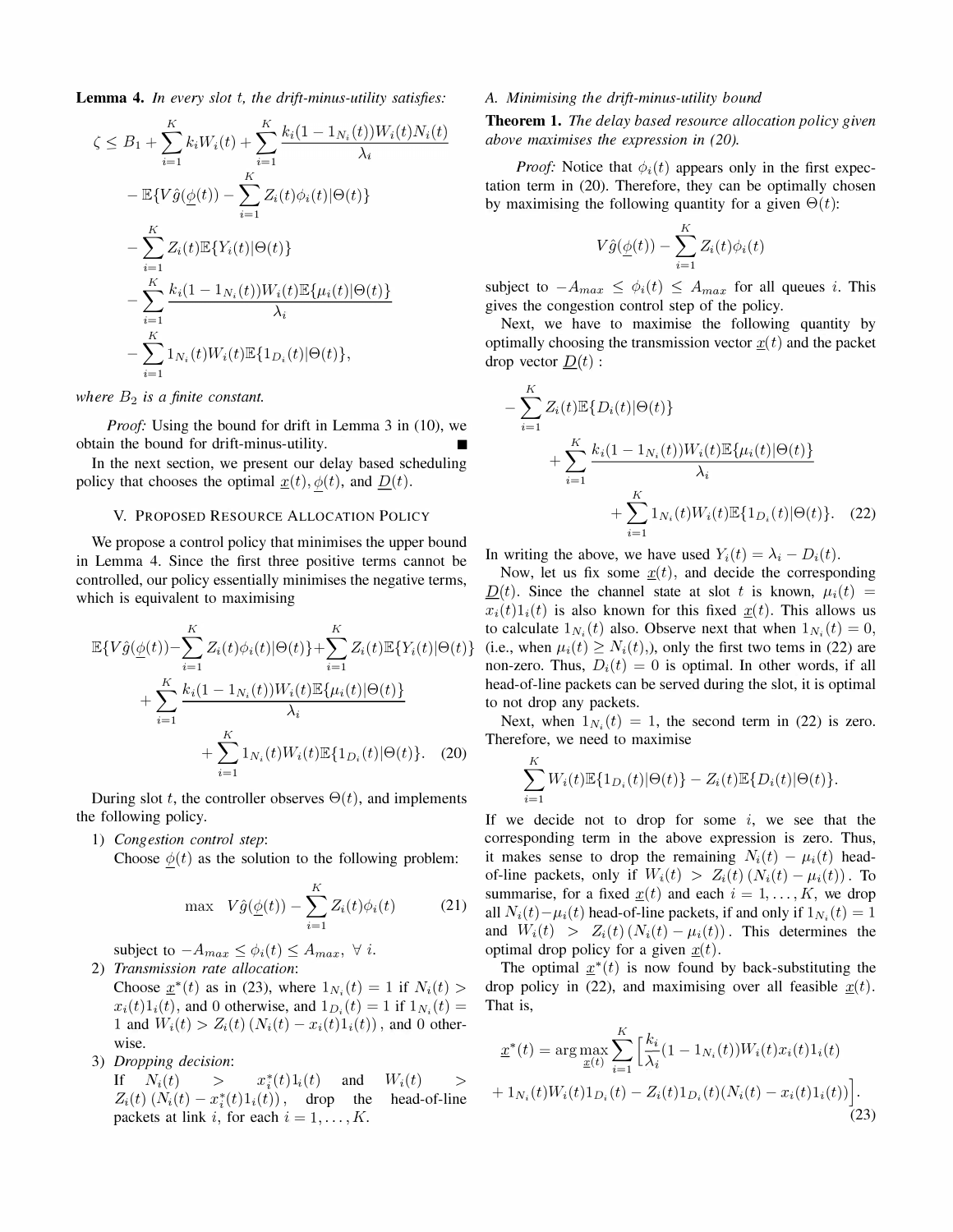**Lemma 4.** *In every slot $t$, the drift-minus-utility satisfies:*

$$
\begin{aligned}
\zeta \leq\ & B_1 + \sum_{i=1}^{K} k_i W_i(t) + \sum_{i=1}^{K} \frac{k_i(1-1_{N_i}(t))W_i(t)N_i(t)}{\lambda_i} \\
& - \mathbb{E}\{V\hat{g}(\underline{\phi}(t)) - \sum_{i=1}^{K} Z_i(t)\phi_i(t)|\Theta(t)\} \\
& - \sum_{i=1}^{K} Z_i(t)\mathbb{E}\{Y_i(t)|\Theta(t)\} \\
& - \sum_{i=1}^{K} \frac{k_i(1-1_{N_i}(t))W_i(t)\mathbb{E}\{\mu_i(t)|\Theta(t)\}}{\lambda_i} \\
& - \sum_{i=1}^{K} 1_{N_i}(t)W_i(t)\mathbb{E}\{1_{D_i}(t)|\Theta(t)\},
\end{aligned}
$$

*where $B_2$ is a finite constant.*

*Proof:* Using the bound for drift in Lemma 3 in (10), we obtain the bound for drift-minus-utility. ∎

In the next section, we present our delay based scheduling policy that chooses the optimal $\underline{x}(t), \underline{\phi}(t)$, and $\underline{D}(t)$.

## V. Proposed Resource Allocation Policy

We propose a control policy that minimises the upper bound in Lemma 4. Since the first three positive terms cannot be controlled, our policy essentially minimises the negative terms, which is equivalent to maximising

$$
\begin{aligned}
\mathbb{E}\{V\hat{g}(\underline{\phi}(t)) - & \sum_{i=1}^{K} Z_i(t)\phi_i(t)|\Theta(t)\} + \sum_{i=1}^{K} Z_i(t)\mathbb{E}\{Y_i(t)|\Theta(t)\} \\
& + \sum_{i=1}^{K} \frac{k_i(1-1_{N_i}(t))W_i(t)\mathbb{E}\{\mu_i(t)|\Theta(t)\}}{\lambda_i} \\
& + \sum_{i=1}^{K} 1_{N_i}(t)W_i(t)\mathbb{E}\{1_{D_i}(t)|\Theta(t)\}. \quad (20)
\end{aligned}
$$

During slot $t$, the controller observes $\Theta(t)$, and implements the following policy.

1) *Congestion control step*:
   Choose $\underline{\phi}(t)$ as the solution to the following problem:

$$
\max \quad V\hat{g}(\underline{\phi}(t)) - \sum_{i=1}^{K} Z_i(t)\phi_i(t) \quad (21)
$$

   subject to $-A_{max} \leq \phi_i(t) \leq A_{max}, \ \forall\ i$.

2) *Transmission rate allocation*:
   Choose $\underline{x}^*(t)$ as in (23), where $1_{N_i}(t) = 1$ if $N_i(t) > x_i(t)1_i(t)$, and 0 otherwise, and $1_{D_i}(t) = 1$ if $1_{N_i}(t) = 1$ and $W_i(t) > Z_i(t)\left(N_i(t) - x_i(t)1_i(t)\right)$, and 0 otherwise.

3) *Dropping decision*:
   If $N_i(t) > x_i^*(t)1_i(t)$ and $W_i(t) > Z_i(t)\left(N_i(t) - x_i^*(t)1_i(t)\right)$, drop the head-of-line packets at link $i$, for each $i = 1, \ldots, K$.

### A. Minimising the drift-minus-utility bound

**Theorem 1.** *The delay based resource allocation policy given above maximises the expression in (20).*

*Proof:* Notice that $\phi_i(t)$ appears only in the first expectation term in (20). Therefore, they can be optimally chosen by maximising the following quantity for a given $\Theta(t)$:

$$
V\hat{g}(\underline{\phi}(t)) - \sum_{i=1}^{K} Z_i(t)\phi_i(t)
$$

subject to $-A_{max} \leq \phi_i(t) \leq A_{max}$ for all queues $i$. This gives the congestion control step of the policy.

Next, we have to maximise the following quantity by optimally choosing the transmission vector $\underline{x}(t)$ and the packet drop vector $\underline{D}(t)$ :

$$
\begin{aligned}
- & \sum_{i=1}^{K} Z_i(t)\mathbb{E}\{D_i(t)|\Theta(t)\} \\
& + \sum_{i=1}^{K} \frac{k_i(1-1_{N_i}(t))W_i(t)\mathbb{E}\{\mu_i(t)|\Theta(t)\}}{\lambda_i} \\
& + \sum_{i=1}^{K} 1_{N_i}(t)W_i(t)\mathbb{E}\{1_{D_i}(t)|\Theta(t)\}. \quad (22)
\end{aligned}
$$

In writing the above, we have used $Y_i(t) = \lambda_i - D_i(t)$.

Now, let us fix some $\underline{x}(t)$, and decide the corresponding $\underline{D}(t)$. Since the channel state at slot $t$ is known, $\mu_i(t) = x_i(t)1_i(t)$ is also known for this fixed $\underline{x}(t)$. This allows us to calculate $1_{N_i}(t)$ also. Observe next that when $1_{N_i}(t) = 0$, (i.e., when $\mu_i(t) \geq N_i(t)$,), only the first two tems in (22) are non-zero. Thus, $D_i(t) = 0$ is optimal. In other words, if all head-of-line packets can be served during the slot, it is optimal to not drop any packets.

Next, when $1_{N_i}(t) = 1$, the second term in (22) is zero. Therefore, we need to maximise

$$
\sum_{i=1}^{K} W_i(t)\mathbb{E}\{1_{D_i}(t)|\Theta(t)\} - Z_i(t)\mathbb{E}\{D_i(t)|\Theta(t)\}.
$$

If we decide not to drop for some $i$, we see that the corresponding term in the above expression is zero. Thus, it makes sense to drop the remaining $N_i(t) - \mu_i(t)$ head-of-line packets, only if $W_i(t) > Z_i(t)\left(N_i(t) - \mu_i(t)\right)$. To summarise, for a fixed $\underline{x}(t)$ and each $i = 1, \ldots, K$, we drop all $N_i(t) - \mu_i(t)$ head-of-line packets, if and only if $1_{N_i}(t) = 1$ and $W_i(t) > Z_i(t)\left(N_i(t) - \mu_i(t)\right)$. This determines the optimal drop policy for a given $\underline{x}(t)$.

The optimal $\underline{x}^*(t)$ is now found by back-substituting the drop policy in (22), and maximising over all feasible $\underline{x}(t)$. That is,

$$
\begin{aligned}
\underline{x}^*(t) = \arg\max_{\underline{x}(t)} \sum_{i=1}^{K} \Big[ & \frac{k_i}{\lambda_i}(1-1_{N_i}(t))W_i(t)x_i(t)1_i(t) \\
& + 1_{N_i}(t)W_i(t)1_{D_i}(t) - Z_i(t)1_{D_i}(t)(N_i(t) - x_i(t)1_i(t)) \Big].
\end{aligned} \quad (23)
$$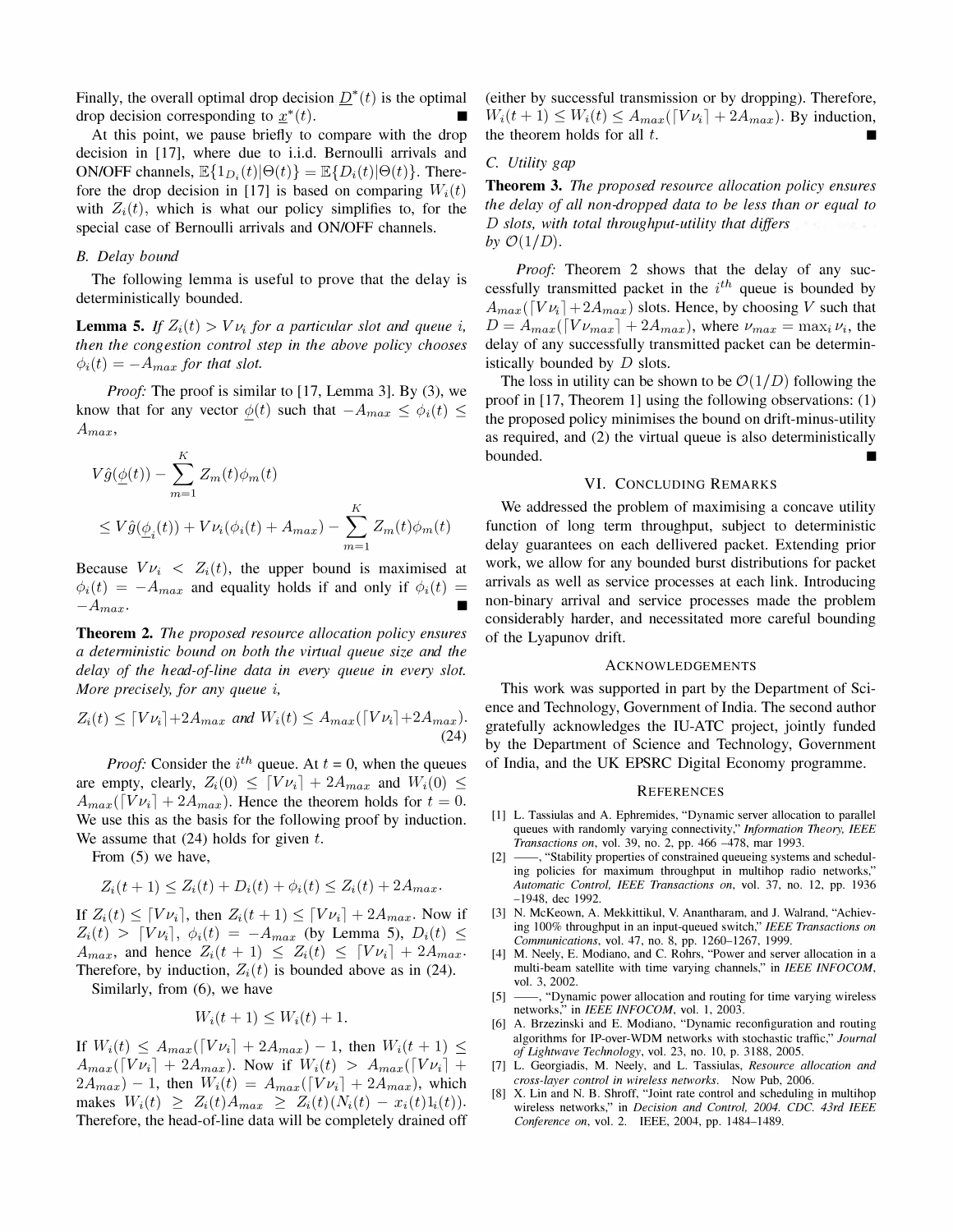Finally, the overall optimal drop decision $\underline{D}^*(t)$ is the optimal drop decision corresponding to $\underline{x}^*(t)$. ■

At this point, we pause briefly to compare with the drop decision in [17], where due to i.i.d. Bernoulli arrivals and ON/OFF channels, $\mathbb{E}\{1_{D_i}(t)|\Theta(t)\} = \mathbb{E}\{D_i(t)|\Theta(t)\}$. Therefore the drop decision in [17] is based on comparing $W_i(t)$ with $Z_i(t)$, which is what our policy simplifies to, for the special case of Bernoulli arrivals and ON/OFF channels.

### B. Delay bound

The following lemma is useful to prove that the delay is deterministically bounded.

**Lemma 5.** *If $Z_i(t) > V\nu_i$ for a particular slot and queue $i$, then the congestion control step in the above policy chooses $\phi_i(t) = -A_{max}$ for that slot.*

*Proof:* The proof is similar to [17, Lemma 3]. By (3), we know that for any vector $\underline{\phi}(t)$ such that $-A_{max} \leq \phi_i(t) \leq A_{max}$,

$$V\hat{g}(\underline{\phi}(t)) - \sum_{m=1}^{K} Z_m(t)\phi_m(t)$$
$$\leq V\hat{g}(\underline{\phi}_i(t)) + V\nu_i(\phi_i(t) + A_{max}) - \sum_{m=1}^{K} Z_m(t)\phi_m(t)$$

Because $V\nu_i < Z_i(t)$, the upper bound is maximised at $\phi_i(t) = -A_{max}$ and equality holds if and only if $\phi_i(t) = -A_{max}$. ■

**Theorem 2.** *The proposed resource allocation policy ensures a deterministic bound on both the virtual queue size and the delay of the head-of-line data in every queue in every slot. More precisely, for any queue $i$,*

$$Z_i(t) \leq \lceil V\nu_i \rceil + 2A_{max} \text{ and } W_i(t) \leq A_{max}(\lceil V\nu_i \rceil + 2A_{max}). \tag{24}$$

*Proof:* Consider the $i^{th}$ queue. At $t$ = 0, when the queues are empty, clearly, $Z_i(0) \leq \lceil V\nu_i \rceil + 2A_{max}$ and $W_i(0) \leq A_{max}(\lceil V\nu_i \rceil + 2A_{max})$. Hence the theorem holds for $t = 0$. We use this as the basis for the following proof by induction. We assume that (24) holds for given $t$.

From (5) we have,

$$Z_i(t+1) \leq Z_i(t) + D_i(t) + \phi_i(t) \leq Z_i(t) + 2A_{max}.$$

If $Z_i(t) \leq \lceil V\nu_i \rceil$, then $Z_i(t+1) \leq \lceil V\nu_i \rceil + 2A_{max}$. Now if $Z_i(t) > \lceil V\nu_i \rceil$, $\phi_i(t) = -A_{max}$ (by Lemma 5), $D_i(t) \leq A_{max}$, and hence $Z_i(t+1) \leq Z_i(t) \leq \lceil V\nu_i \rceil + 2A_{max}$. Therefore, by induction, $Z_i(t)$ is bounded above as in (24).

Similarly, from (6), we have

$$W_i(t+1) \leq W_i(t) + 1.$$

If $W_i(t) \leq A_{max}(\lceil V\nu_i \rceil + 2A_{max}) - 1$, then $W_i(t+1) \leq A_{max}(\lceil V\nu_i \rceil + 2A_{max})$. Now if $W_i(t) > A_{max}(\lceil V\nu_i \rceil + 2A_{max}) - 1$, then $W_i(t) = A_{max}(\lceil V\nu_i \rceil + 2A_{max})$, which makes $W_i(t) \geq Z_i(t)A_{max} \geq Z_i(t)(N_i(t) - x_i(t)1_i(t))$. Therefore, the head-of-line data will be completely drained off (either by successful transmission or by dropping). Therefore, $W_i(t+1) \leq W_i(t) \leq A_{max}(\lceil V\nu_i \rceil + 2A_{max})$. By induction, the theorem holds for all $t$. ■

### C. Utility gap

**Theorem 3.** *The proposed resource allocation policy ensures the delay of all non-dropped data to be less than or equal to $D$ slots, with total throughput-utility that differs by $\mathcal{O}(1/D)$.*

*Proof:* Theorem 2 shows that the delay of any successfully transmitted packet in the $i^{th}$ queue is bounded by $A_{max}(\lceil V\nu_i \rceil + 2A_{max})$ slots. Hence, by choosing $V$ such that $D = A_{max}(\lceil V\nu_{max} \rceil + 2A_{max})$, where $\nu_{max} = \max_i \nu_i$, the delay of any successfully transmitted packet can be deterministically bounded by $D$ slots.

The loss in utility can be shown to be $\mathcal{O}(1/D)$ following the proof in [17, Theorem 1] using the following observations: (1) the proposed policy minimises the bound on drift-minus-utility as required, and (2) the virtual queue is also deterministically bounded. ■

## VI. Concluding Remarks

We addressed the problem of maximising a concave utility function of long term throughput, subject to deterministic delay guarantees on each dellivered packet. Extending prior work, we allow for any bounded burst distributions for packet arrivals as well as service processes at each link. Introducing non-binary arrival and service processes made the problem considerably harder, and necessitated more careful bounding of the Lyapunov drift.

## Acknowledgements

This work was supported in part by the Department of Science and Technology, Government of India. The second author gratefully acknowledges the IU-ATC project, jointly funded by the Department of Science and Technology, Government of India, and the UK EPSRC Digital Economy programme.

## References

[1] L. Tassiulas and A. Ephremides, "Dynamic server allocation to parallel queues with randomly varying connectivity," *Information Theory, IEEE Transactions on*, vol. 39, no. 2, pp. 466 –478, mar 1993.

[2] ——, "Stability properties of constrained queueing systems and scheduling policies for maximum throughput in multihop radio networks," *Automatic Control, IEEE Transactions on*, vol. 37, no. 12, pp. 1936 –1948, dec 1992.

[3] N. McKeown, A. Mekkittikul, V. Anantharam, and J. Walrand, "Achieving 100% throughput in an input-queued switch," *IEEE Transactions on Communications*, vol. 47, no. 8, pp. 1260–1267, 1999.

[4] M. Neely, E. Modiano, and C. Rohrs, "Power and server allocation in a multi-beam satellite with time varying channels," in *IEEE INFOCOM*, vol. 3, 2002.

[5] ——, "Dynamic power allocation and routing for time varying wireless networks," in *IEEE INFOCOM*, vol. 1, 2003.

[6] A. Brzezinski and E. Modiano, "Dynamic reconfiguration and routing algorithms for IP-over-WDM networks with stochastic traffic," *Journal of Lightwave Technology*, vol. 23, no. 10, p. 3188, 2005.

[7] L. Georgiadis, M. Neely, and L. Tassiulas, *Resource allocation and cross-layer control in wireless networks*. Now Pub, 2006.

[8] X. Lin and N. B. Shroff, "Joint rate control and scheduling in multihop wireless networks," in *Decision and Control, 2004. CDC. 43rd IEEE Conference on*, vol. 2. IEEE, 2004, pp. 1484–1489.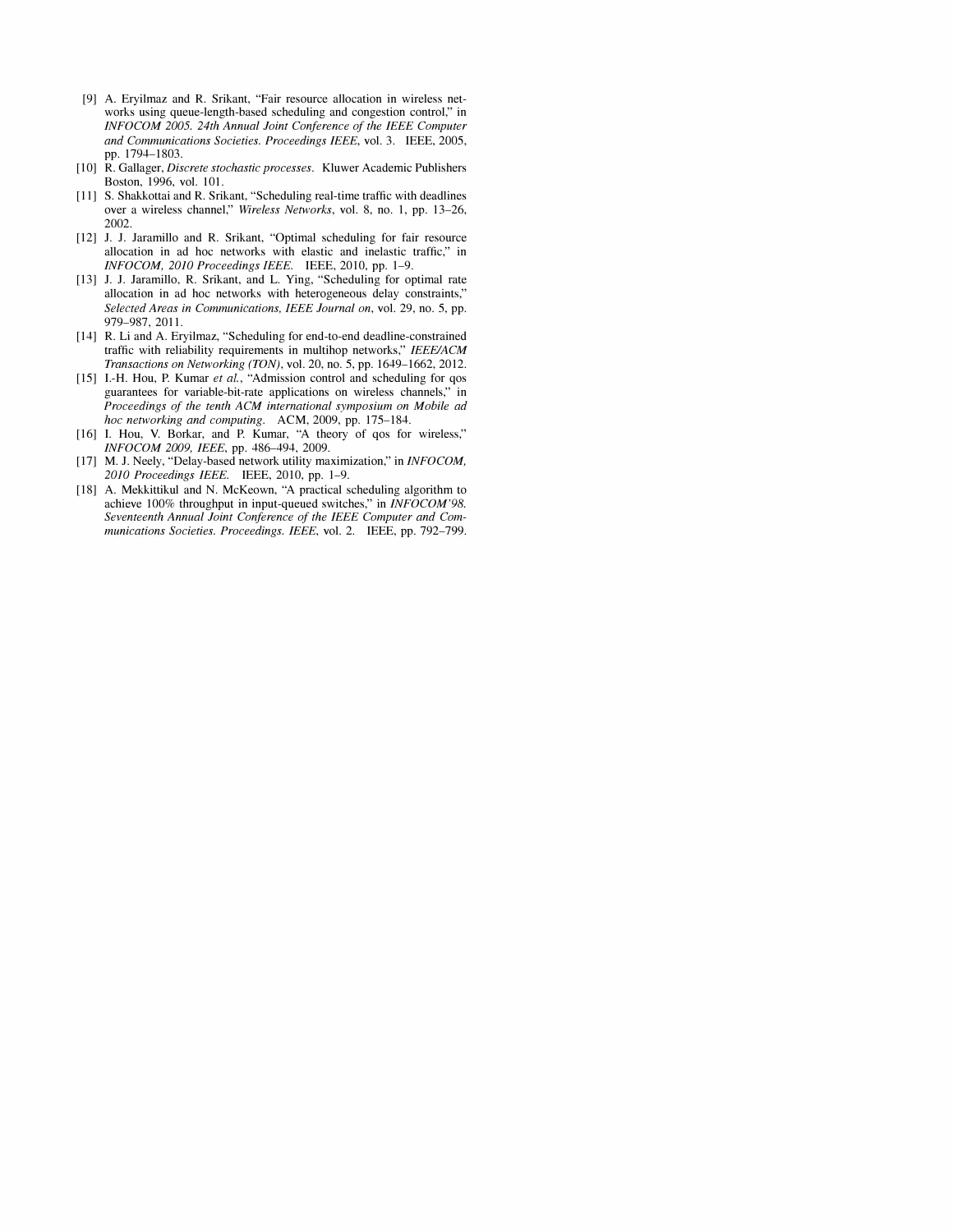[9] A. Eryilmaz and R. Srikant, "Fair resource allocation in wireless networks using queue-length-based scheduling and congestion control," in *INFOCOM 2005. 24th Annual Joint Conference of the IEEE Computer and Communications Societies. Proceedings IEEE*, vol. 3. IEEE, 2005, pp. 1794–1803.

[10] R. Gallager, *Discrete stochastic processes*. Kluwer Academic Publishers Boston, 1996, vol. 101.

[11] S. Shakkottai and R. Srikant, "Scheduling real-time traffic with deadlines over a wireless channel," *Wireless Networks*, vol. 8, no. 1, pp. 13–26, 2002.

[12] J. J. Jaramillo and R. Srikant, "Optimal scheduling for fair resource allocation in ad hoc networks with elastic and inelastic traffic," in *INFOCOM, 2010 Proceedings IEEE*. IEEE, 2010, pp. 1–9.

[13] J. J. Jaramillo, R. Srikant, and L. Ying, "Scheduling for optimal rate allocation in ad hoc networks with heterogeneous delay constraints," *Selected Areas in Communications, IEEE Journal on*, vol. 29, no. 5, pp. 979–987, 2011.

[14] R. Li and A. Eryilmaz, "Scheduling for end-to-end deadline-constrained traffic with reliability requirements in multihop networks," *IEEE/ACM Transactions on Networking (TON)*, vol. 20, no. 5, pp. 1649–1662, 2012.

[15] I.-H. Hou, P. Kumar *et al.*, "Admission control and scheduling for qos guarantees for variable-bit-rate applications on wireless channels," in *Proceedings of the tenth ACM international symposium on Mobile ad hoc networking and computing*. ACM, 2009, pp. 175–184.

[16] I. Hou, V. Borkar, and P. Kumar, "A theory of qos for wireless," *INFOCOM 2009, IEEE*, pp. 486–494, 2009.

[17] M. J. Neely, "Delay-based network utility maximization," in *INFOCOM, 2010 Proceedings IEEE*. IEEE, 2010, pp. 1–9.

[18] A. Mekkittikul and N. McKeown, "A practical scheduling algorithm to achieve 100% throughput in input-queued switches," in *INFOCOM'98. Seventeenth Annual Joint Conference of the IEEE Computer and Communications Societies. Proceedings. IEEE*, vol. 2. IEEE, pp. 792–799.